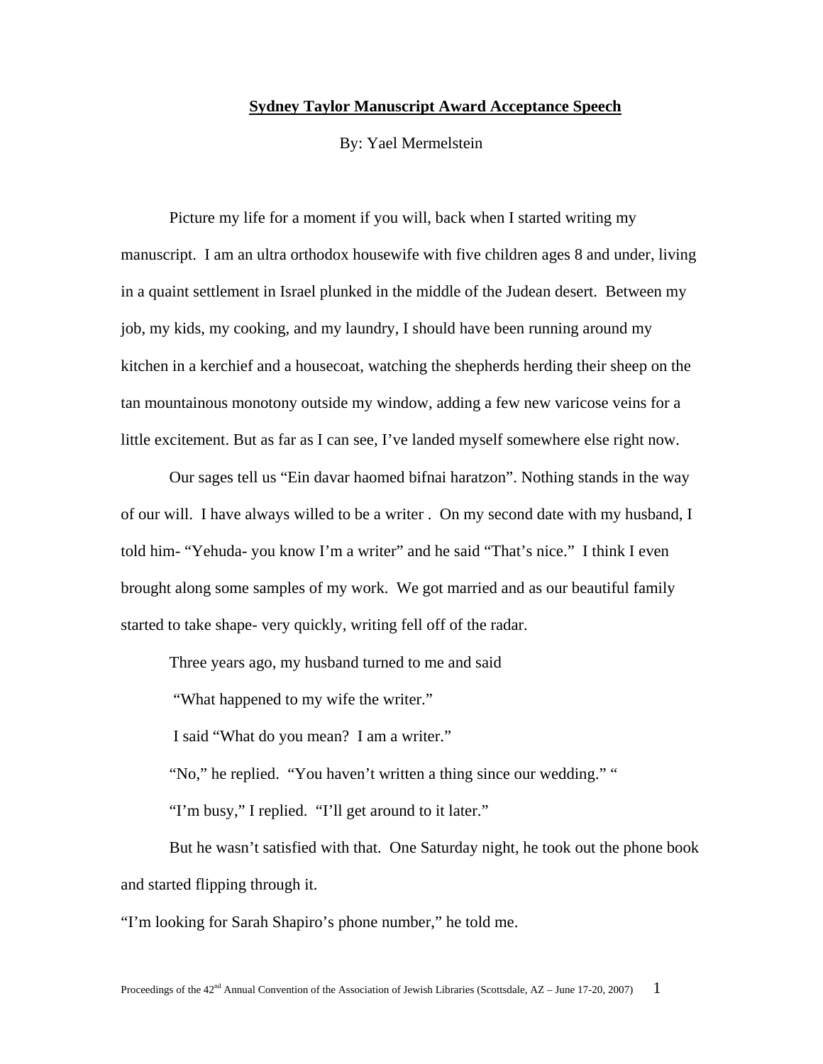**Sydney Taylor Manuscript Award Acceptance Speech**

By: Yael Mermelstein

Picture my life for a moment if you will, back when I started writing my manuscript. I am an ultra orthodox housewife with five children ages 8 and under, living in a quaint settlement in Israel plunked in the middle of the Judean desert. Between my job, my kids, my cooking, and my laundry, I should have been running around my kitchen in a kerchief and a housecoat, watching the shepherds herding their sheep on the tan mountainous monotony outside my window, adding a few new varicose veins for a little excitement. But as far as I can see, I've landed myself somewhere else right now.

Our sages tell us "Ein davar haomed bifnai haratzon". Nothing stands in the way of our will. I have always willed to be a writer . On my second date with my husband, I told him- "Yehuda- you know I'm a writer" and he said "That's nice." I think I even brought along some samples of my work. We got married and as our beautiful family started to take shape- very quickly, writing fell off of the radar.

Three years ago, my husband turned to me and said

"What happened to my wife the writer."

I said "What do you mean? I am a writer."

"No," he replied. "You haven't written a thing since our wedding." "

"I'm busy," I replied. "I'll get around to it later."

But he wasn't satisfied with that. One Saturday night, he took out the phone book and started flipping through it.

"I'm looking for Sarah Shapiro's phone number," he told me.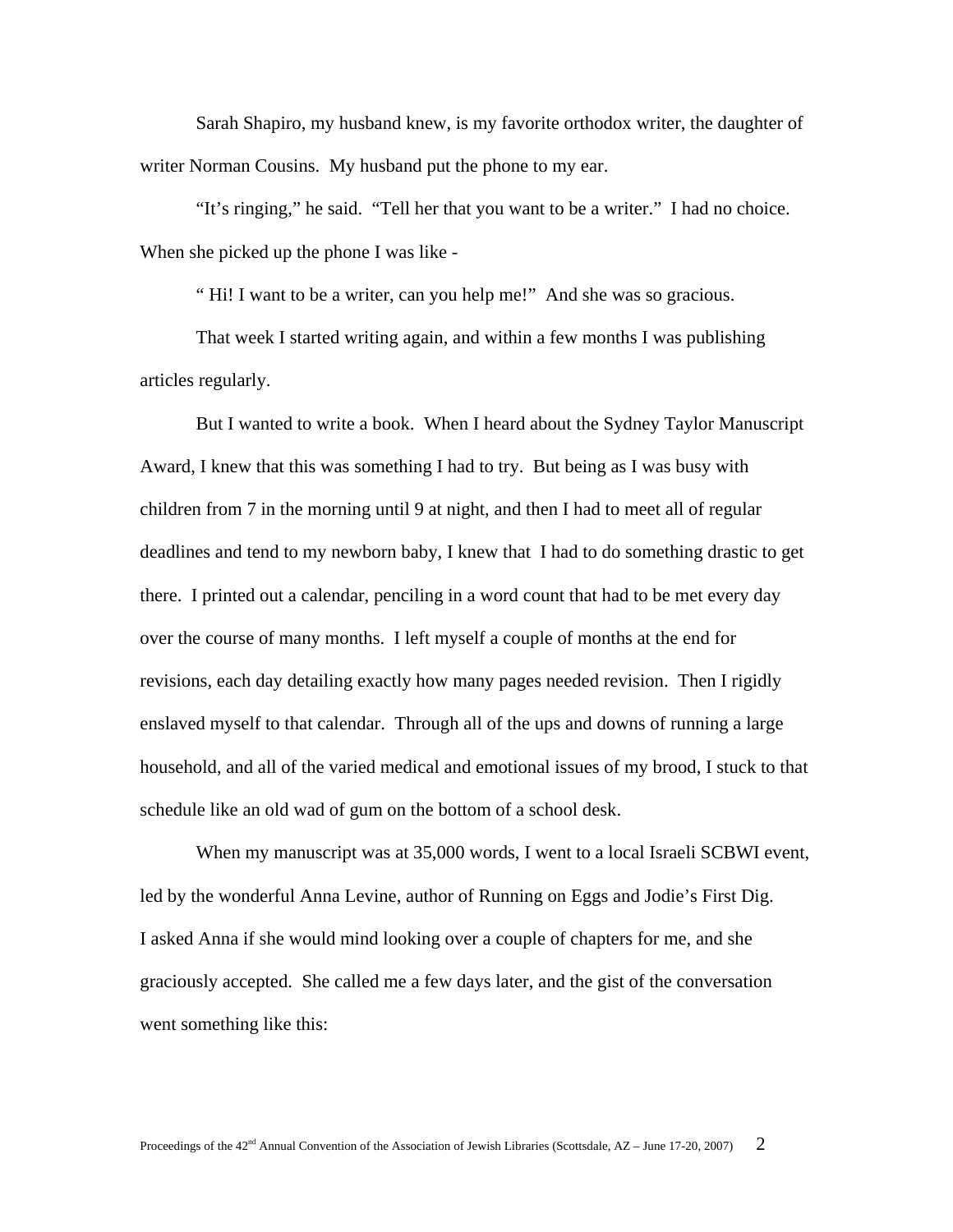Sarah Shapiro, my husband knew, is my favorite orthodox writer, the daughter of writer Norman Cousins. My husband put the phone to my ear.

"It's ringing," he said. "Tell her that you want to be a writer." I had no choice. When she picked up the phone I was like -

" Hi! I want to be a writer, can you help me!" And she was so gracious.

That week I started writing again, and within a few months I was publishing articles regularly.

But I wanted to write a book. When I heard about the Sydney Taylor Manuscript Award, I knew that this was something I had to try. But being as I was busy with children from 7 in the morning until 9 at night, and then I had to meet all of regular deadlines and tend to my newborn baby, I knew that I had to do something drastic to get there. I printed out a calendar, penciling in a word count that had to be met every day over the course of many months. I left myself a couple of months at the end for revisions, each day detailing exactly how many pages needed revision. Then I rigidly enslaved myself to that calendar. Through all of the ups and downs of running a large household, and all of the varied medical and emotional issues of my brood, I stuck to that schedule like an old wad of gum on the bottom of a school desk.

When my manuscript was at 35,000 words, I went to a local Israeli SCBWI event, led by the wonderful Anna Levine, author of Running on Eggs and Jodie's First Dig. I asked Anna if she would mind looking over a couple of chapters for me, and she graciously accepted. She called me a few days later, and the gist of the conversation went something like this: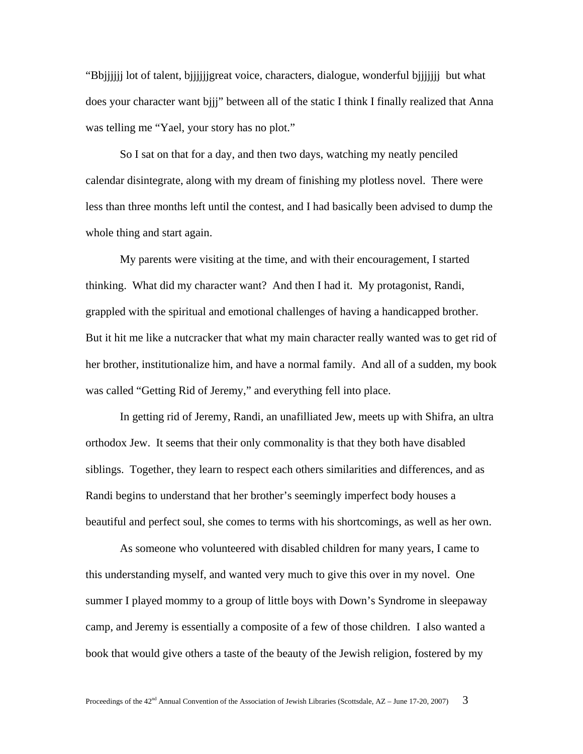"Bbjjjjjj lot of talent, bjjjjjjgreat voice, characters, dialogue, wonderful bjjjjjjj  but what does your character want bjjj" between all of the static I think I finally realized that Anna was telling me "Yael, your story has no plot."

So I sat on that for a day, and then two days, watching my neatly penciled calendar disintegrate, along with my dream of finishing my plotless novel.  There were less than three months left until the contest, and I had basically been advised to dump the whole thing and start again.

My parents were visiting at the time, and with their encouragement, I started thinking.  What did my character want?  And then I had it.  My protagonist, Randi, grappled with the spiritual and emotional challenges of having a handicapped brother.  But it hit me like a nutcracker that what my main character really wanted was to get rid of her brother, institutionalize him, and have a normal family.  And all of a sudden, my book was called "Getting Rid of Jeremy," and everything fell into place.

In getting rid of Jeremy, Randi, an unafilliated Jew, meets up with Shifra, an ultra orthodox Jew.  It seems that their only commonality is that they both have disabled siblings.  Together, they learn to respect each others similarities and differences, and as Randi begins to understand that her brother's seemingly imperfect body houses a beautiful and perfect soul, she comes to terms with his shortcomings, as well as her own.

As someone who volunteered with disabled children for many years, I came to this understanding myself, and wanted very much to give this over in my novel.  One summer I played mommy to a group of little boys with Down's Syndrome in sleepaway camp, and Jeremy is essentially a composite of a few of those children.  I also wanted a book that would give others a taste of the beauty of the Jewish religion, fostered by my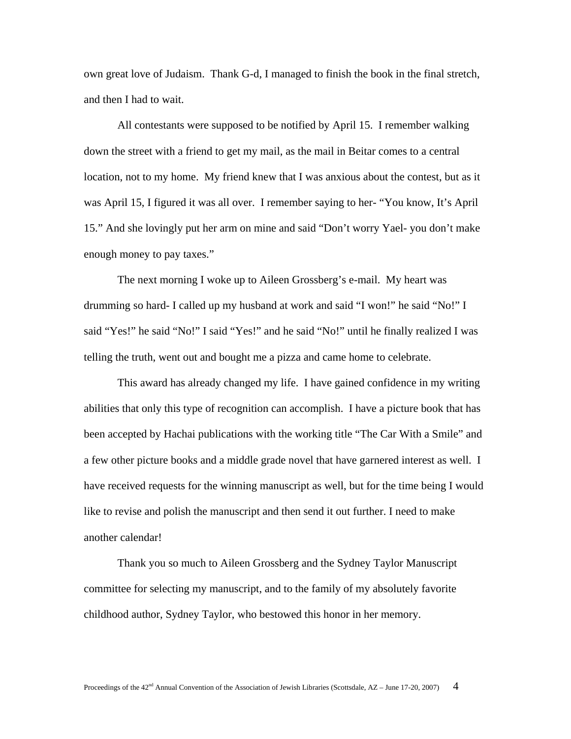own great love of Judaism. Thank G-d, I managed to finish the book in the final stretch, and then I had to wait.

All contestants were supposed to be notified by April 15. I remember walking down the street with a friend to get my mail, as the mail in Beitar comes to a central location, not to my home. My friend knew that I was anxious about the contest, but as it was April 15, I figured it was all over. I remember saying to her- "You know, It's April 15." And she lovingly put her arm on mine and said "Don't worry Yael- you don't make enough money to pay taxes."

The next morning I woke up to Aileen Grossberg's e-mail. My heart was drumming so hard- I called up my husband at work and said "I won!" he said "No!" I said "Yes!" he said "No!" I said "Yes!" and he said "No!" until he finally realized I was telling the truth, went out and bought me a pizza and came home to celebrate.

This award has already changed my life. I have gained confidence in my writing abilities that only this type of recognition can accomplish. I have a picture book that has been accepted by Hachai publications with the working title "The Car With a Smile" and a few other picture books and a middle grade novel that have garnered interest as well. I have received requests for the winning manuscript as well, but for the time being I would like to revise and polish the manuscript and then send it out further. I need to make another calendar!

Thank you so much to Aileen Grossberg and the Sydney Taylor Manuscript committee for selecting my manuscript, and to the family of my absolutely favorite childhood author, Sydney Taylor, who bestowed this honor in her memory.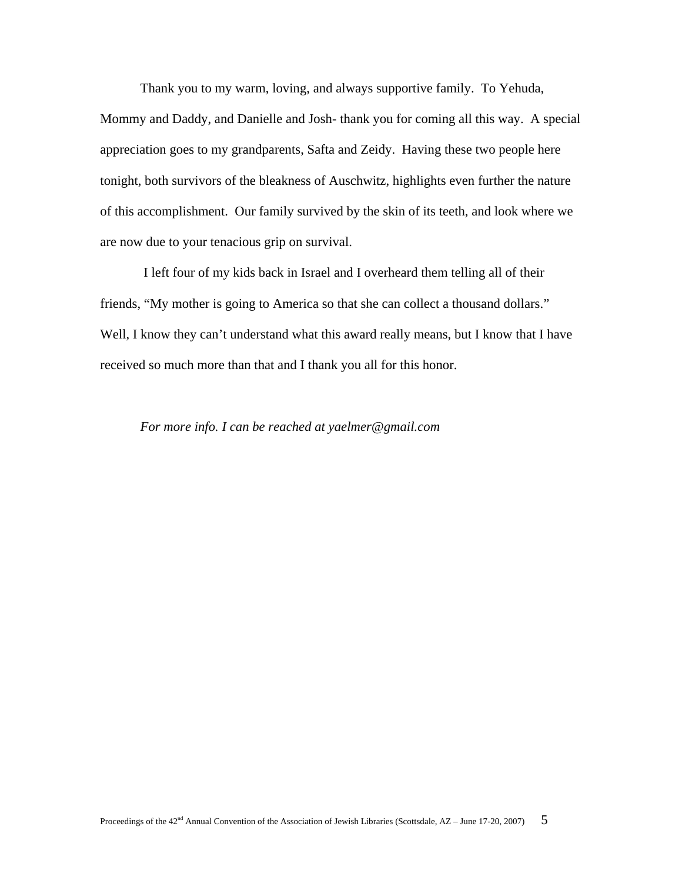Thank you to my warm, loving, and always supportive family. To Yehuda, Mommy and Daddy, and Danielle and Josh- thank you for coming all this way. A special appreciation goes to my grandparents, Safta and Zeidy. Having these two people here tonight, both survivors of the bleakness of Auschwitz, highlights even further the nature of this accomplishment. Our family survived by the skin of its teeth, and look where we are now due to your tenacious grip on survival.

I left four of my kids back in Israel and I overheard them telling all of their friends, "My mother is going to America so that she can collect a thousand dollars." Well, I know they can't understand what this award really means, but I know that I have received so much more than that and I thank you all for this honor.

*For more info. I can be reached at yaelmer@gmail.com*